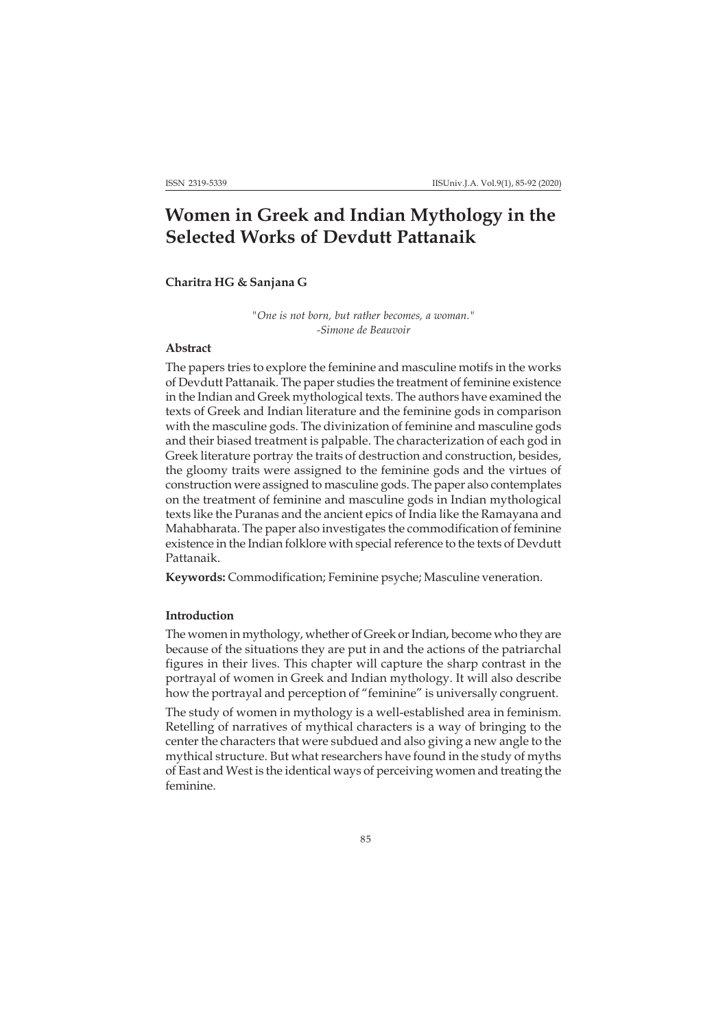# Women in Greek and Indian Mythology in the Selected Works of Devdutt Pattanaik

**Charitra HG & Sanjana G**

> *"One is not born, but rather becomes, a woman."*
> *-Simone de Beauvoir*

### Abstract

The papers tries to explore the feminine and masculine motifs in the works of Devdutt Pattanaik. The paper studies the treatment of feminine existence in the Indian and Greek mythological texts. The authors have examined the texts of Greek and Indian literature and the feminine gods in comparison with the masculine gods. The divinization of feminine and masculine gods and their biased treatment is palpable. The characterization of each god in Greek literature portray the traits of destruction and construction, besides, the gloomy traits were assigned to the feminine gods and the virtues of construction were assigned to masculine gods. The paper also contemplates on the treatment of feminine and masculine gods in Indian mythological texts like the Puranas and the ancient epics of India like the Ramayana and Mahabharata. The paper also investigates the commodification of feminine existence in the Indian folklore with special reference to the texts of Devdutt Pattanaik.

**Keywords:** Commodification; Feminine psyche; Masculine veneration.

### Introduction

The women in mythology, whether of Greek or Indian, become who they are because of the situations they are put in and the actions of the patriarchal figures in their lives. This chapter will capture the sharp contrast in the portrayal of women in Greek and Indian mythology. It will also describe how the portrayal and perception of "feminine" is universally congruent.

The study of women in mythology is a well-established area in feminism. Retelling of narratives of mythical characters is a way of bringing to the center the characters that were subdued and also giving a new angle to the mythical structure. But what researchers have found in the study of myths of East and West is the identical ways of perceiving women and treating the feminine.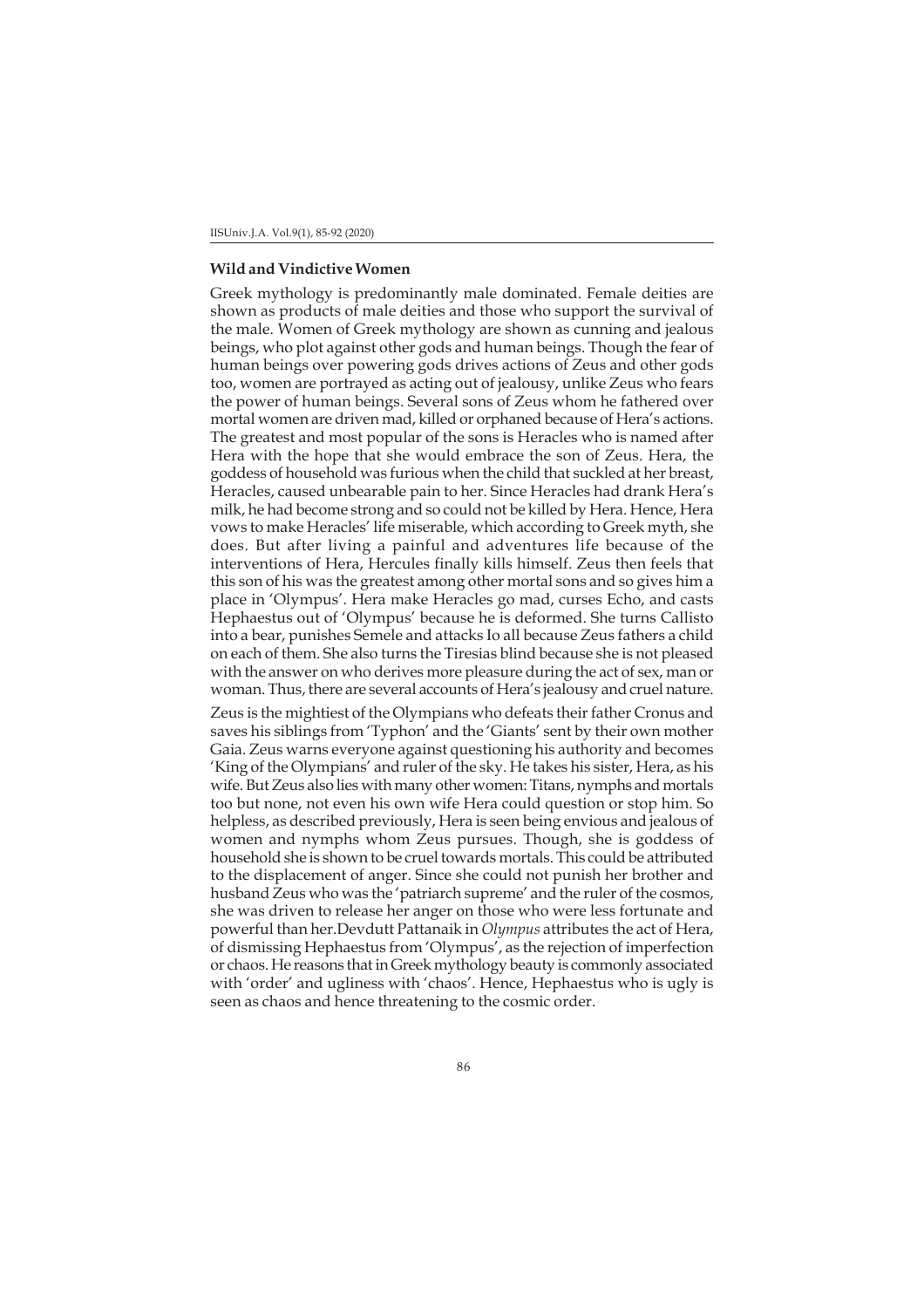**Wild and Vindictive Women**

Greek mythology is predominantly male dominated. Female deities are shown as products of male deities and those who support the survival of the male. Women of Greek mythology are shown as cunning and jealous beings, who plot against other gods and human beings. Though the fear of human beings over powering gods drives actions of Zeus and other gods too, women are portrayed as acting out of jealousy, unlike Zeus who fears the power of human beings. Several sons of Zeus whom he fathered over mortal women are driven mad, killed or orphaned because of Hera's actions. The greatest and most popular of the sons is Heracles who is named after Hera with the hope that she would embrace the son of Zeus. Hera, the goddess of household was furious when the child that suckled at her breast, Heracles, caused unbearable pain to her. Since Heracles had drank Hera's milk, he had become strong and so could not be killed by Hera. Hence, Hera vows to make Heracles' life miserable, which according to Greek myth, she does. But after living a painful and adventures life because of the interventions of Hera, Hercules finally kills himself. Zeus then feels that this son of his was the greatest among other mortal sons and so gives him a place in 'Olympus'. Hera make Heracles go mad, curses Echo, and casts Hephaestus out of 'Olympus' because he is deformed. She turns Callisto into a bear, punishes Semele and attacks Io all because Zeus fathers a child on each of them. She also turns the Tiresias blind because she is not pleased with the answer on who derives more pleasure during the act of sex, man or woman. Thus, there are several accounts of Hera's jealousy and cruel nature.

Zeus is the mightiest of the Olympians who defeats their father Cronus and saves his siblings from 'Typhon' and the 'Giants' sent by their own mother Gaia. Zeus warns everyone against questioning his authority and becomes 'King of the Olympians' and ruler of the sky. He takes his sister, Hera, as his wife. But Zeus also lies with many other women: Titans, nymphs and mortals too but none, not even his own wife Hera could question or stop him. So helpless, as described previously, Hera is seen being envious and jealous of women and nymphs whom Zeus pursues. Though, she is goddess of household she is shown to be cruel towards mortals. This could be attributed to the displacement of anger. Since she could not punish her brother and husband Zeus who was the 'patriarch supreme' and the ruler of the cosmos, she was driven to release her anger on those who were less fortunate and powerful than her.Devdutt Pattanaik in *Olympus* attributes the act of Hera, of dismissing Hephaestus from 'Olympus', as the rejection of imperfection or chaos. He reasons that in Greek mythology beauty is commonly associated with 'order' and ugliness with 'chaos'. Hence, Hephaestus who is ugly is seen as chaos and hence threatening to the cosmic order.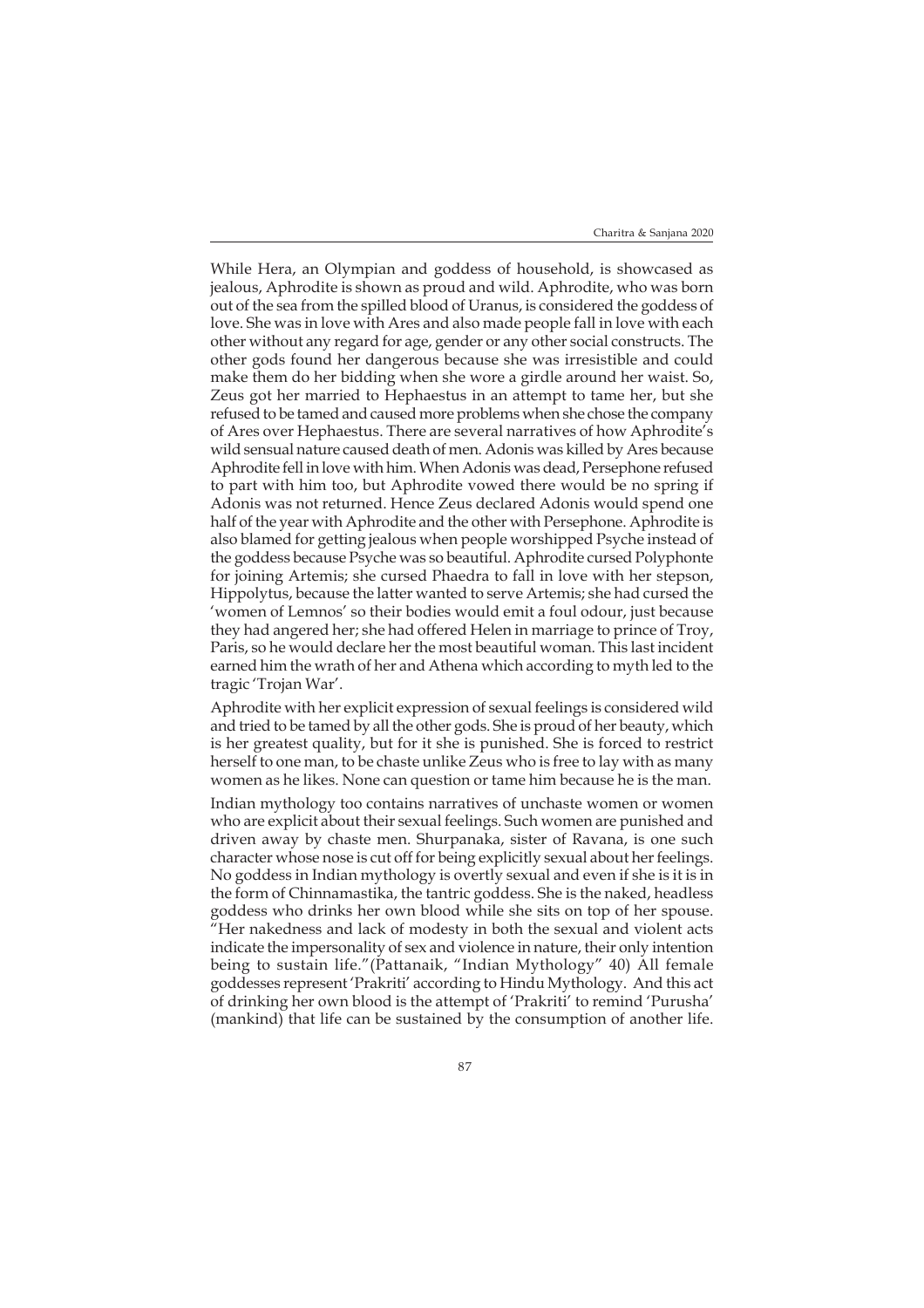While Hera, an Olympian and goddess of household, is showcased as jealous, Aphrodite is shown as proud and wild. Aphrodite, who was born out of the sea from the spilled blood of Uranus, is considered the goddess of love. She was in love with Ares and also made people fall in love with each other without any regard for age, gender or any other social constructs. The other gods found her dangerous because she was irresistible and could make them do her bidding when she wore a girdle around her waist. So, Zeus got her married to Hephaestus in an attempt to tame her, but she refused to be tamed and caused more problems when she chose the company of Ares over Hephaestus. There are several narratives of how Aphrodite's wild sensual nature caused death of men. Adonis was killed by Ares because Aphrodite fell in love with him. When Adonis was dead, Persephone refused to part with him too, but Aphrodite vowed there would be no spring if Adonis was not returned. Hence Zeus declared Adonis would spend one half of the year with Aphrodite and the other with Persephone. Aphrodite is also blamed for getting jealous when people worshipped Psyche instead of the goddess because Psyche was so beautiful. Aphrodite cursed Polyphonte for joining Artemis; she cursed Phaedra to fall in love with her stepson, Hippolytus, because the latter wanted to serve Artemis; she had cursed the 'women of Lemnos' so their bodies would emit a foul odour, just because they had angered her; she had offered Helen in marriage to prince of Troy, Paris, so he would declare her the most beautiful woman. This last incident earned him the wrath of her and Athena which according to myth led to the tragic 'Trojan War'.

Aphrodite with her explicit expression of sexual feelings is considered wild and tried to be tamed by all the other gods. She is proud of her beauty, which is her greatest quality, but for it she is punished. She is forced to restrict herself to one man, to be chaste unlike Zeus who is free to lay with as many women as he likes. None can question or tame him because he is the man.

Indian mythology too contains narratives of unchaste women or women who are explicit about their sexual feelings. Such women are punished and driven away by chaste men. Shurpanaka, sister of Ravana, is one such character whose nose is cut off for being explicitly sexual about her feelings. No goddess in Indian mythology is overtly sexual and even if she is it is in the form of Chinnamastika, the tantric goddess. She is the naked, headless goddess who drinks her own blood while she sits on top of her spouse. "Her nakedness and lack of modesty in both the sexual and violent acts indicate the impersonality of sex and violence in nature, their only intention being to sustain life."(Pattanaik, "Indian Mythology" 40) All female goddesses represent 'Prakriti' according to Hindu Mythology. And this act of drinking her own blood is the attempt of 'Prakriti' to remind 'Purusha' (mankind) that life can be sustained by the consumption of another life.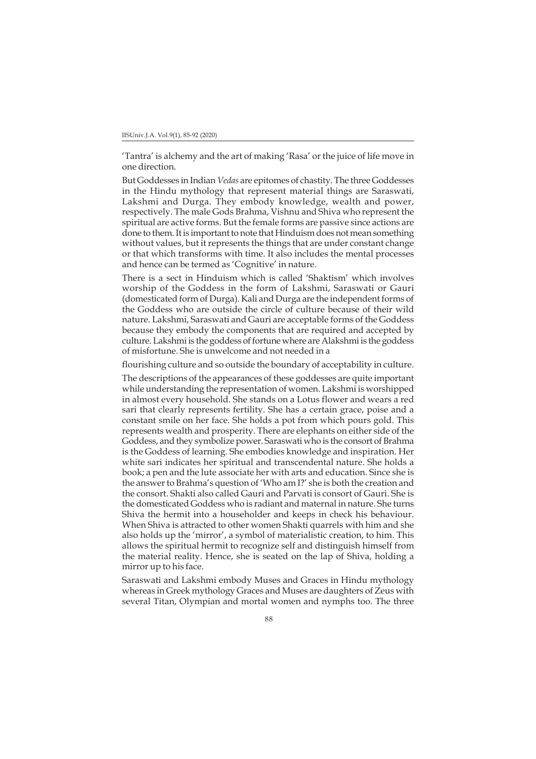'Tantra' is alchemy and the art of making 'Rasa' or the juice of life move in one direction.

But Goddesses in Indian *Vedas* are epitomes of chastity. The three Goddesses in the Hindu mythology that represent material things are Saraswati, Lakshmi and Durga. They embody knowledge, wealth and power, respectively. The male Gods Brahma, Vishnu and Shiva who represent the spiritual are active forms. But the female forms are passive since actions are done to them. It is important to note that Hinduism does not mean something without values, but it represents the things that are under constant change or that which transforms with time. It also includes the mental processes and hence can be termed as 'Cognitive' in nature.

There is a sect in Hinduism which is called 'Shaktism' which involves worship of the Goddess in the form of Lakshmi, Saraswati or Gauri (domesticated form of Durga). Kali and Durga are the independent forms of the Goddess who are outside the circle of culture because of their wild nature. Lakshmi, Saraswati and Gauri are acceptable forms of the Goddess because they embody the components that are required and accepted by culture. Lakshmi is the goddess of fortune where are Alakshmi is the goddess of misfortune. She is unwelcome and not needed in a

flourishing culture and so outside the boundary of acceptability in culture.

The descriptions of the appearances of these goddesses are quite important while understanding the representation of women. Lakshmi is worshipped in almost every household. She stands on a Lotus flower and wears a red sari that clearly represents fertility. She has a certain grace, poise and a constant smile on her face. She holds a pot from which pours gold. This represents wealth and prosperity. There are elephants on either side of the Goddess, and they symbolize power. Saraswati who is the consort of Brahma is the Goddess of learning. She embodies knowledge and inspiration. Her white sari indicates her spiritual and transcendental nature. She holds a book; a pen and the lute associate her with arts and education. Since she is the answer to Brahma's question of 'Who am I?' she is both the creation and the consort. Shakti also called Gauri and Parvati is consort of Gauri. She is the domesticated Goddess who is radiant and maternal in nature. She turns Shiva the hermit into a householder and keeps in check his behaviour. When Shiva is attracted to other women Shakti quarrels with him and she also holds up the 'mirror', a symbol of materialistic creation, to him. This allows the spiritual hermit to recognize self and distinguish himself from the material reality. Hence, she is seated on the lap of Shiva, holding a mirror up to his face.

Saraswati and Lakshmi embody Muses and Graces in Hindu mythology whereas in Greek mythology Graces and Muses are daughters of Zeus with several Titan, Olympian and mortal women and nymphs too. The three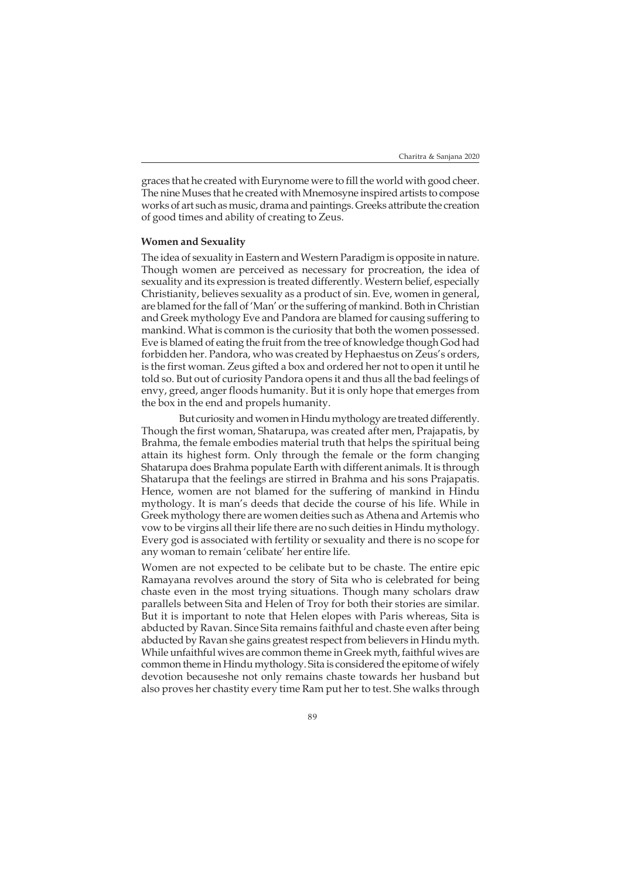graces that he created with Eurynome were to fill the world with good cheer. The nine Muses that he created with Mnemosyne inspired artists to compose works of art such as music, drama and paintings. Greeks attribute the creation of good times and ability of creating to Zeus.

**Women and Sexuality**

The idea of sexuality in Eastern and Western Paradigm is opposite in nature. Though women are perceived as necessary for procreation, the idea of sexuality and its expression is treated differently. Western belief, especially Christianity, believes sexuality as a product of sin. Eve, women in general, are blamed for the fall of 'Man' or the suffering of mankind. Both in Christian and Greek mythology Eve and Pandora are blamed for causing suffering to mankind. What is common is the curiosity that both the women possessed. Eve is blamed of eating the fruit from the tree of knowledge though God had forbidden her. Pandora, who was created by Hephaestus on Zeus's orders, is the first woman. Zeus gifted a box and ordered her not to open it until he told so. But out of curiosity Pandora opens it and thus all the bad feelings of envy, greed, anger floods humanity. But it is only hope that emerges from the box in the end and propels humanity.

But curiosity and women in Hindu mythology are treated differently. Though the first woman, Shatarupa, was created after men, Prajapatis, by Brahma, the female embodies material truth that helps the spiritual being attain its highest form. Only through the female or the form changing Shatarupa does Brahma populate Earth with different animals. It is through Shatarupa that the feelings are stirred in Brahma and his sons Prajapatis. Hence, women are not blamed for the suffering of mankind in Hindu mythology. It is man's deeds that decide the course of his life. While in Greek mythology there are women deities such as Athena and Artemis who vow to be virgins all their life there are no such deities in Hindu mythology. Every god is associated with fertility or sexuality and there is no scope for any woman to remain 'celibate' her entire life.

Women are not expected to be celibate but to be chaste. The entire epic Ramayana revolves around the story of Sita who is celebrated for being chaste even in the most trying situations. Though many scholars draw parallels between Sita and Helen of Troy for both their stories are similar. But it is important to note that Helen elopes with Paris whereas, Sita is abducted by Ravan. Since Sita remains faithful and chaste even after being abducted by Ravan she gains greatest respect from believers in Hindu myth. While unfaithful wives are common theme in Greek myth, faithful wives are common theme in Hindu mythology. Sita is considered the epitome of wifely devotion becauseshe not only remains chaste towards her husband but also proves her chastity every time Ram put her to test. She walks through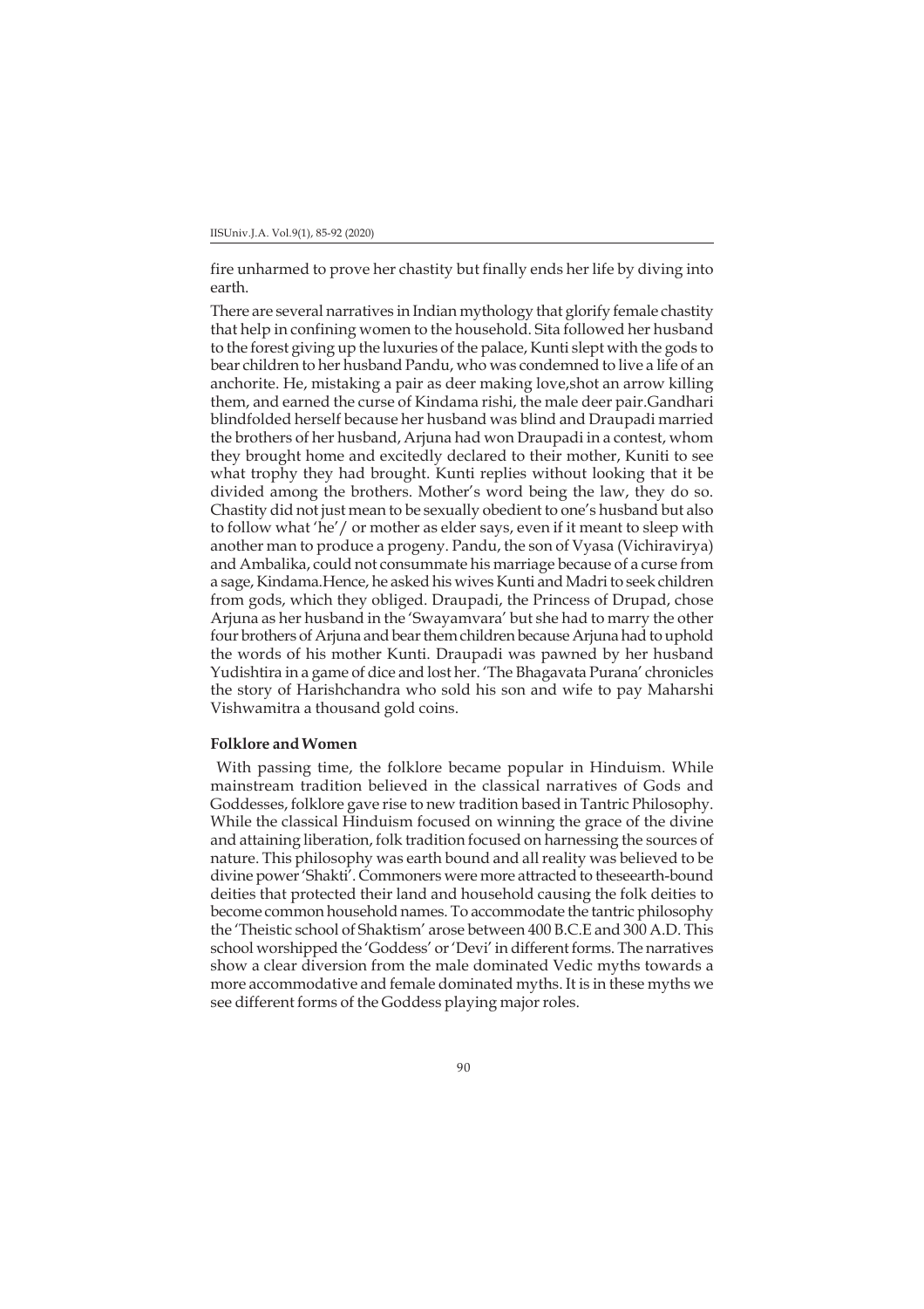fire unharmed to prove her chastity but finally ends her life by diving into earth.

There are several narratives in Indian mythology that glorify female chastity that help in confining women to the household. Sita followed her husband to the forest giving up the luxuries of the palace, Kunti slept with the gods to bear children to her husband Pandu, who was condemned to live a life of an anchorite. He, mistaking a pair as deer making love,shot an arrow killing them, and earned the curse of Kindama rishi, the male deer pair.Gandhari blindfolded herself because her husband was blind and Draupadi married the brothers of her husband, Arjuna had won Draupadi in a contest, whom they brought home and excitedly declared to their mother, Kuniti to see what trophy they had brought. Kunti replies without looking that it be divided among the brothers. Mother's word being the law, they do so. Chastity did not just mean to be sexually obedient to one's husband but also to follow what 'he'/ or mother as elder says, even if it meant to sleep with another man to produce a progeny. Pandu, the son of Vyasa (Vichiravirya) and Ambalika, could not consummate his marriage because of a curse from a sage, Kindama.Hence, he asked his wives Kunti and Madri to seek children from gods, which they obliged. Draupadi, the Princess of Drupad, chose Arjuna as her husband in the 'Swayamvara' but she had to marry the other four brothers of Arjuna and bear them children because Arjuna had to uphold the words of his mother Kunti. Draupadi was pawned by her husband Yudishtira in a game of dice and lost her. 'The Bhagavata Purana' chronicles the story of Harishchandra who sold his son and wife to pay Maharshi Vishwamitra a thousand gold coins.

**Folklore and Women**

With passing time, the folklore became popular in Hinduism. While mainstream tradition believed in the classical narratives of Gods and Goddesses, folklore gave rise to new tradition based in Tantric Philosophy. While the classical Hinduism focused on winning the grace of the divine and attaining liberation, folk tradition focused on harnessing the sources of nature. This philosophy was earth bound and all reality was believed to be divine power 'Shakti'. Commoners were more attracted to theseearth-bound deities that protected their land and household causing the folk deities to become common household names. To accommodate the tantric philosophy the 'Theistic school of Shaktism' arose between 400 B.C.E and 300 A.D. This school worshipped the 'Goddess' or 'Devi' in different forms. The narratives show a clear diversion from the male dominated Vedic myths towards a more accommodative and female dominated myths. It is in these myths we see different forms of the Goddess playing major roles.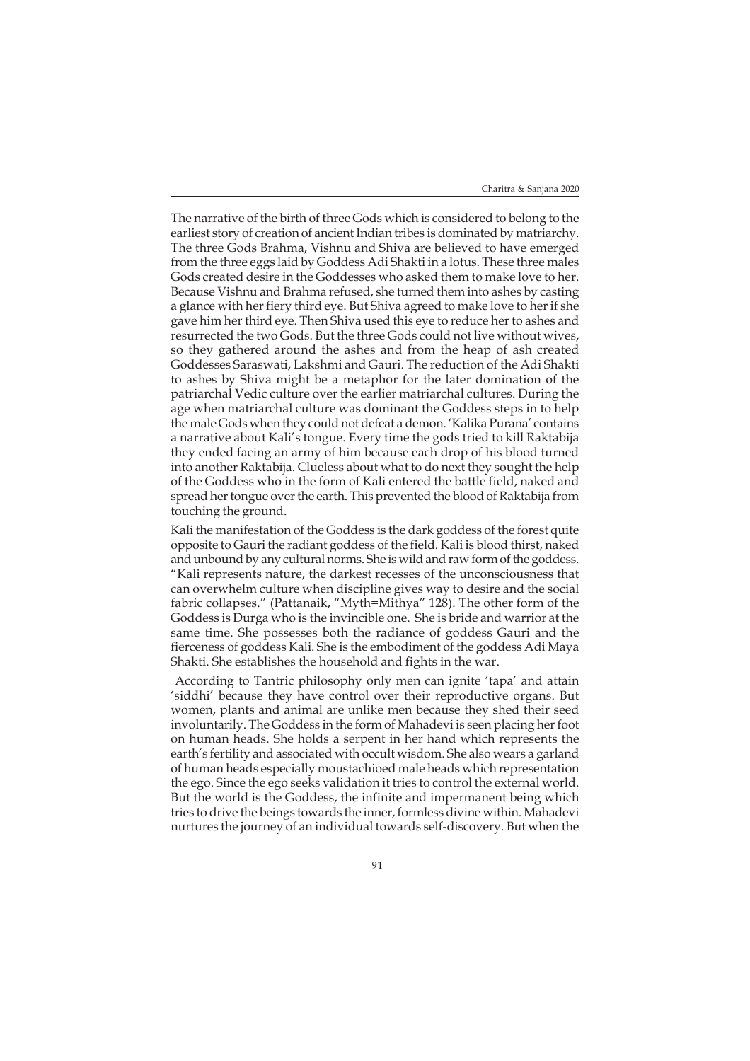The narrative of the birth of three Gods which is considered to belong to the earliest story of creation of ancient Indian tribes is dominated by matriarchy. The three Gods Brahma, Vishnu and Shiva are believed to have emerged from the three eggs laid by Goddess Adi Shakti in a lotus. These three males Gods created desire in the Goddesses who asked them to make love to her. Because Vishnu and Brahma refused, she turned them into ashes by casting a glance with her fiery third eye. But Shiva agreed to make love to her if she gave him her third eye. Then Shiva used this eye to reduce her to ashes and resurrected the two Gods. But the three Gods could not live without wives, so they gathered around the ashes and from the heap of ash created Goddesses Saraswati, Lakshmi and Gauri. The reduction of the Adi Shakti to ashes by Shiva might be a metaphor for the later domination of the patriarchal Vedic culture over the earlier matriarchal cultures. During the age when matriarchal culture was dominant the Goddess steps in to help the male Gods when they could not defeat a demon. 'Kalika Purana' contains a narrative about Kali's tongue. Every time the gods tried to kill Raktabija they ended facing an army of him because each drop of his blood turned into another Raktabija. Clueless about what to do next they sought the help of the Goddess who in the form of Kali entered the battle field, naked and spread her tongue over the earth. This prevented the blood of Raktabija from touching the ground.

Kali the manifestation of the Goddess is the dark goddess of the forest quite opposite to Gauri the radiant goddess of the field. Kali is blood thirst, naked and unbound by any cultural norms. She is wild and raw form of the goddess. "Kali represents nature, the darkest recesses of the unconsciousness that can overwhelm culture when discipline gives way to desire and the social fabric collapses." (Pattanaik, "Myth=Mithya" 128). The other form of the Goddess is Durga who is the invincible one. She is bride and warrior at the same time. She possesses both the radiance of goddess Gauri and the fierceness of goddess Kali. She is the embodiment of the goddess Adi Maya Shakti. She establishes the household and fights in the war.

According to Tantric philosophy only men can ignite 'tapa' and attain 'siddhi' because they have control over their reproductive organs. But women, plants and animal are unlike men because they shed their seed involuntarily. The Goddess in the form of Mahadevi is seen placing her foot on human heads. She holds a serpent in her hand which represents the earth's fertility and associated with occult wisdom. She also wears a garland of human heads especially moustachioed male heads which representation the ego. Since the ego seeks validation it tries to control the external world. But the world is the Goddess, the infinite and impermanent being which tries to drive the beings towards the inner, formless divine within. Mahadevi nurtures the journey of an individual towards self-discovery. But when the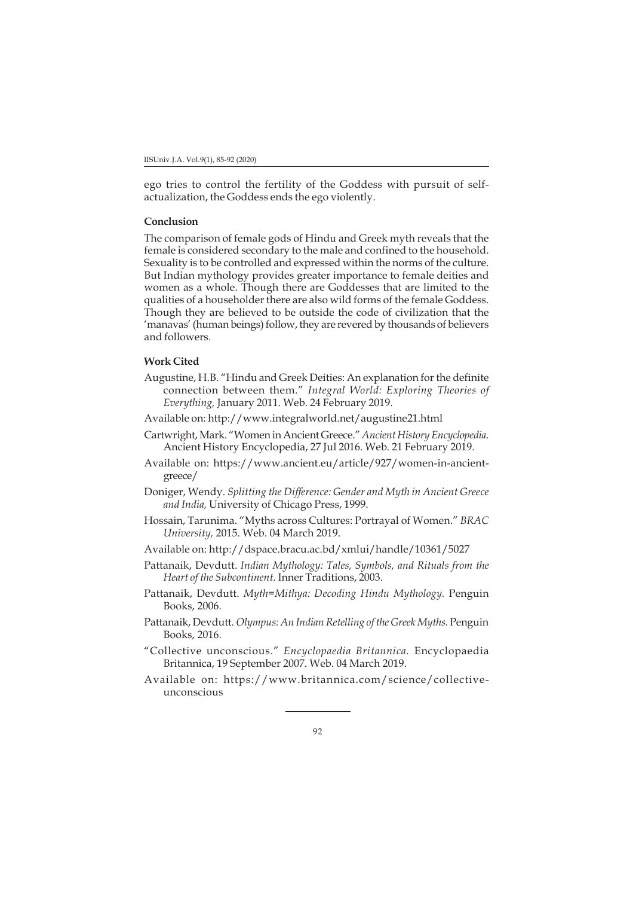ego tries to control the fertility of the Goddess with pursuit of self-actualization, the Goddess ends the ego violently.

## Conclusion

The comparison of female gods of Hindu and Greek myth reveals that the female is considered secondary to the male and confined to the household. Sexuality is to be controlled and expressed within the norms of the culture. But Indian mythology provides greater importance to female deities and women as a whole. Though there are Goddesses that are limited to the qualities of a householder there are also wild forms of the female Goddess. Though they are believed to be outside the code of civilization that the 'manavas' (human beings) follow, they are revered by thousands of believers and followers.

## Work Cited

Augustine, H.B. "Hindu and Greek Deities: An explanation for the definite connection between them." *Integral World: Exploring Theories of Everything,* January 2011. Web. 24 February 2019.

Available on: http://www.integralworld.net/augustine21.html

Cartwright, Mark. "Women in Ancient Greece." *Ancient History Encyclopedia.* Ancient History Encyclopedia, 27 Jul 2016. Web. 21 February 2019.

Available on: https://www.ancient.eu/article/927/women-in-ancient-greece/

Doniger, Wendy. *Splitting the Difference: Gender and Myth in Ancient Greece and India,* University of Chicago Press, 1999.

Hossain, Tarunima. "Myths across Cultures: Portrayal of Women." *BRAC University,* 2015. Web. 04 March 2019.

Available on: http://dspace.bracu.ac.bd/xmlui/handle/10361/5027

Pattanaik, Devdutt. *Indian Mythology: Tales, Symbols, and Rituals from the Heart of the Subcontinent.* Inner Traditions, 2003.

Pattanaik, Devdutt. *Myth=Mithya: Decoding Hindu Mythology.* Penguin Books, 2006.

Pattanaik, Devdutt. *Olympus: An Indian Retelling of the Greek Myths.* Penguin Books, 2016.

"Collective unconscious." *Encyclopaedia Britannica.* Encyclopaedia Britannica, 19 September 2007. Web. 04 March 2019.

Available on: https://www.britannica.com/science/collective-unconscious